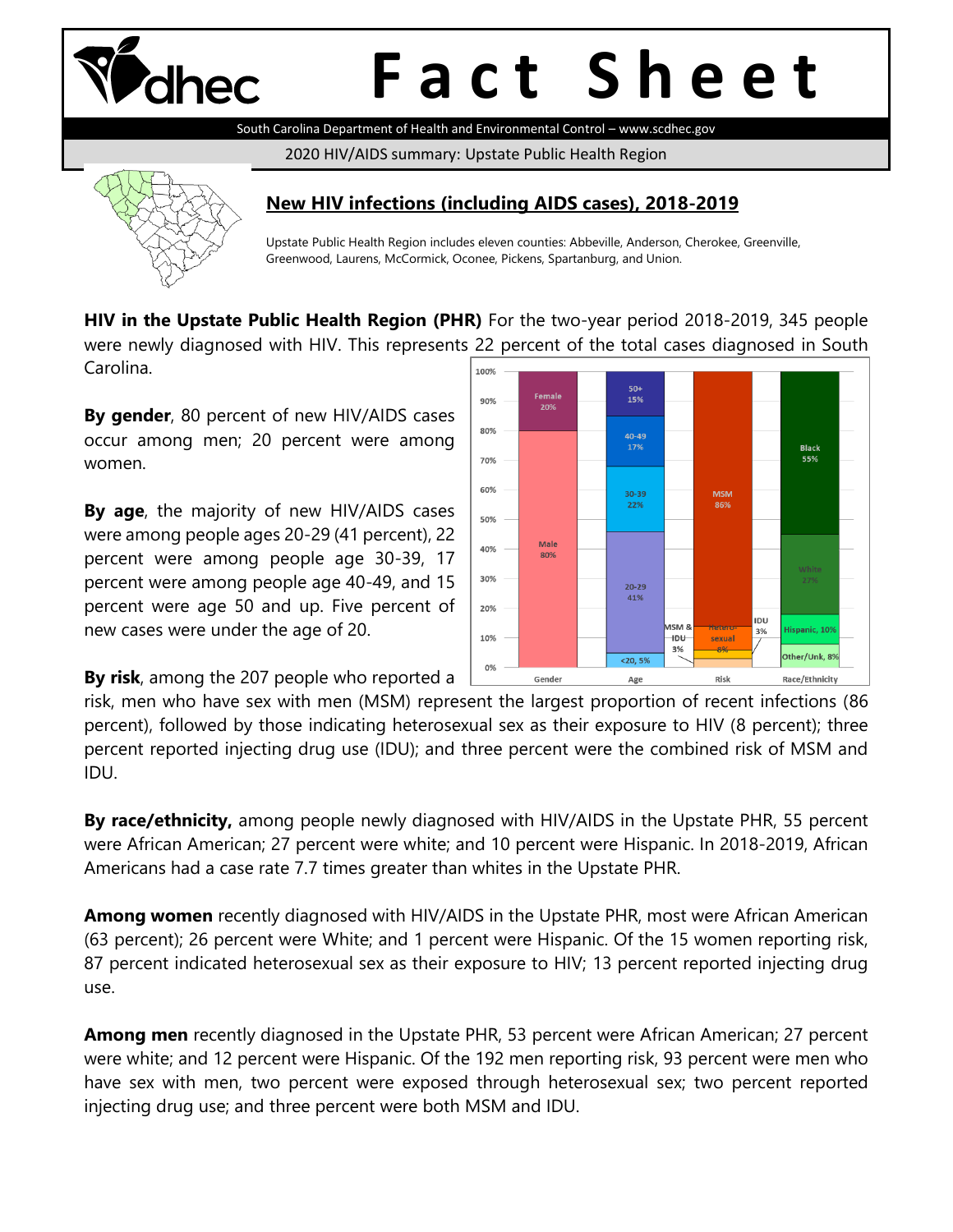# Fact Sheet

South Carolina Department of Health and Environmental Control – www.scdhec.gov

2020 HIV/AIDS summary: Upstate Public Health Region

## New HIV infections (including AIDS cases), 2018-2019

Upstate Public Health Region includes eleven counties: Abbeville, Anderson, Cherokee, Greenville, Greenwood, Laurens, McCormick, Oconee, Pickens, Spartanburg, and Union.

**HIV in the Upstate Public Health Region (PHR)** For the two-year period 2018-2019, 345 people were newly diagnosed with HIV. This represents 22 percent of the total cases diagnosed in South Carolina.

**By gender**, 80 percent of new HIV/AIDS cases occur among men; 20 percent were among women.

**By age**, the majority of new HIV/AIDS cases were among people ages 20-29 (41 percent), 22 percent were among people age 30-39, 17 percent were among people age 40-49, and 15 percent were age 50 and up. Five percent of new cases were under the age of 20.

**By risk**, among the 207 people who reported a risk, men who have sex with men (MSM) represent the largest proportion of recent infections (86 percent), followed by those indicating heterosexual sex as their exposure to HIV (8 percent); three percent reported injecting drug use (IDU); and three percent were the combined risk of MSM and IDU.

**By race/ethnicity,** among people newly diagnosed with HIV/AIDS in the Upstate PHR, 55 percent were African American; 27 percent were white; and 10 percent were Hispanic. In 2018-2019, African Americans had a case rate 7.7 times greater than whites in the Upstate PHR.

**Among women** recently diagnosed with HIV/AIDS in the Upstate PHR, most were African American (63 percent); 26 percent were White; and 1 percent were Hispanic. Of the 15 women reporting risk, 87 percent indicated heterosexual sex as their exposure to HIV; 13 percent reported injecting drug use.

**Among men** recently diagnosed in the Upstate PHR, 53 percent were African American; 27 percent were white; and 12 percent were Hispanic. Of the 192 men reporting risk, 93 percent were men who have sex with men, two percent were exposed through heterosexual sex; two percent reported injecting drug use; and three percent were both MSM and IDU.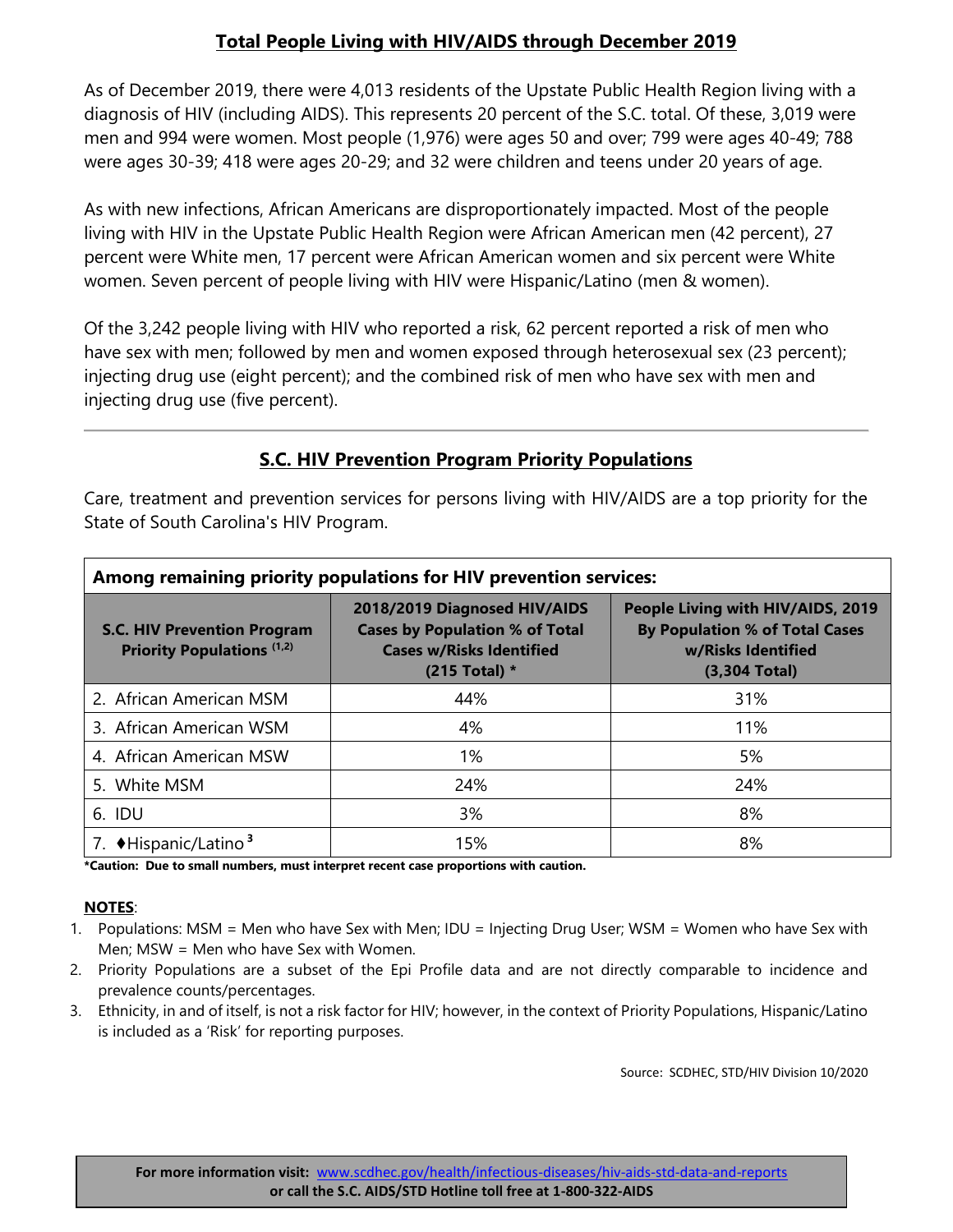## Total People Living with HIV/AIDS through December 2019

As of December 2019, there were 4,013 residents of the Upstate Public Health Region living with a diagnosis of HIV (including AIDS). This represents 20 percent of the S.C. total. Of these, 3,019 were men and 994 were women. Most people (1,976) were ages 50 and over; 799 were ages 40-49; 788 were ages 30-39; 418 were ages 20-29; and 32 were children and teens under 20 years of age.

As with new infections, African Americans are disproportionately impacted. Most of the people living with HIV in the Upstate Public Health Region were African American men (42 percent), 27 percent were White men, 17 percent were African American women and six percent were White women. Seven percent of people living with HIV were Hispanic/Latino (men & women).

Of the 3,242 people living with HIV who reported a risk, 62 percent reported a risk of men who have sex with men; followed by men and women exposed through heterosexual sex (23 percent); injecting drug use (eight percent); and the combined risk of men who have sex with men and injecting drug use (five percent).

---

## S.C. HIV Prevention Program Priority Populations

Care, treatment and prevention services for persons living with HIV/AIDS are a top priority for the State of South Carolina's HIV Program.

**Among remaining priority populations for HIV prevention services:**

| S.C. HIV Prevention Program Priority Populations [1,2] | 2018/2019 Diagnosed HIV/AIDS Cases by Population % of Total Cases w/Risks Identified (215 Total) * | People Living with HIV/AIDS, 2019 By Population % of Total Cases w/Risks Identified (3,304 Total) |
|---|---|---|
| 2. African American MSM | 44% | 31% |
| 3. African American WSM | 4% | 11% |
| 4. African American MSW | 1% | 5% |
| 5. White MSM | 24% | 24% |
| 6. IDU | 3% | 8% |
| 7. ♦Hispanic/Latino [3] | 15% | 8% |

**\*Caution: Due to small numbers, must interpret recent case proportions with caution.**

**NOTES**:

1. Populations: MSM = Men who have Sex with Men; IDU = Injecting Drug User; WSM = Women who have Sex with Men; MSW = Men who have Sex with Women.
2. Priority Populations are a subset of the Epi Profile data and are not directly comparable to incidence and prevalence counts/percentages.
3. Ethnicity, in and of itself, is not a risk factor for HIV; however, in the context of Priority Populations, Hispanic/Latino is included as a 'Risk' for reporting purposes.

Source: SCDHEC, STD/HIV Division 10/2020

**For more information visit: www.scdhec.gov/health/infectious-diseases/hiv-aids-std-data-and-reports**
**or call the S.C. AIDS/STD Hotline toll free at 1-800-322-AIDS**